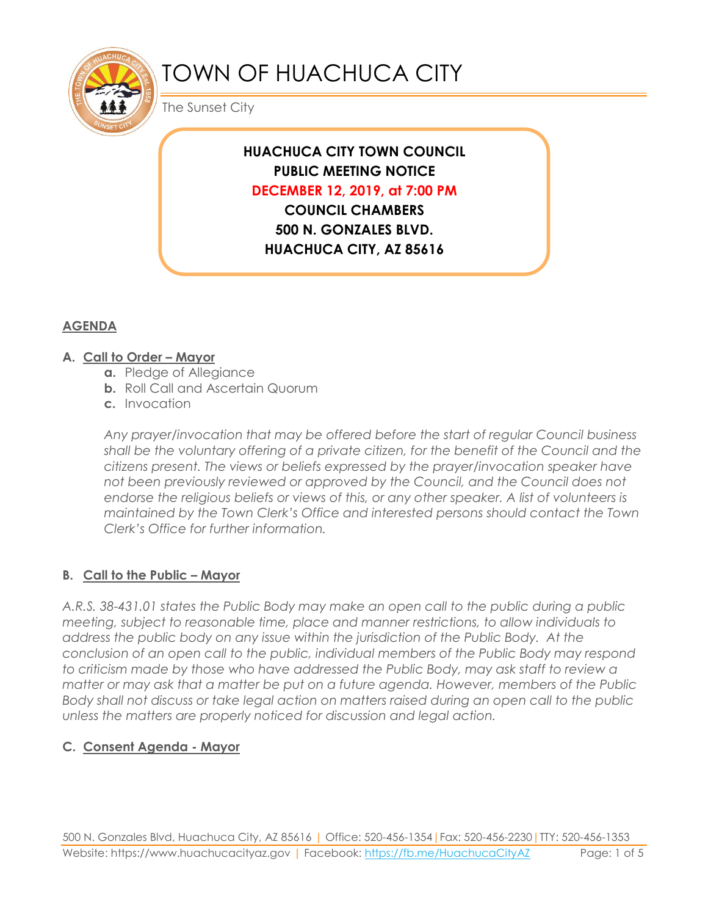# TOWN OF HUACHUCA CITY

The Sunset City

**HUACHUCA CITY TOWN COUNCIL**
**PUBLIC MEETING NOTICE**
**DECEMBER 12, 2019, at 7:00 PM**
**COUNCIL CHAMBERS**
**500 N. GONZALES BLVD.**
**HUACHUCA CITY, AZ 85616**

## AGENDA

### A. Call to Order – Mayor

- **a.** Pledge of Allegiance
- **b.** Roll Call and Ascertain Quorum
- **c.** Invocation

*Any prayer/invocation that may be offered before the start of regular Council business shall be the voluntary offering of a private citizen, for the benefit of the Council and the citizens present. The views or beliefs expressed by the prayer/invocation speaker have not been previously reviewed or approved by the Council, and the Council does not endorse the religious beliefs or views of this, or any other speaker. A list of volunteers is maintained by the Town Clerk's Office and interested persons should contact the Town Clerk's Office for further information.*

### B. Call to the Public – Mayor

*A.R.S. 38-431.01 states the Public Body may make an open call to the public during a public meeting, subject to reasonable time, place and manner restrictions, to allow individuals to address the public body on any issue within the jurisdiction of the Public Body. At the conclusion of an open call to the public, individual members of the Public Body may respond to criticism made by those who have addressed the Public Body, may ask staff to review a matter or may ask that a matter be put on a future agenda. However, members of the Public Body shall not discuss or take legal action on matters raised during an open call to the public unless the matters are properly noticed for discussion and legal action.*

### C. Consent Agenda - Mayor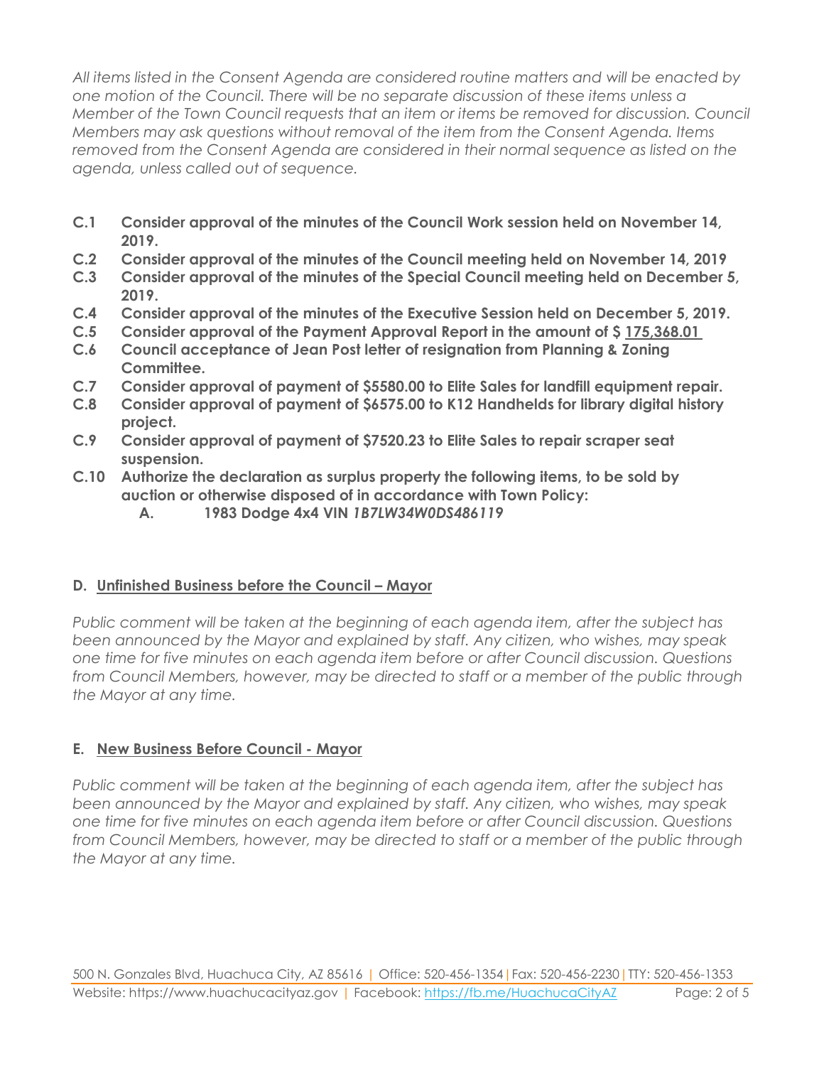*All items listed in the Consent Agenda are considered routine matters and will be enacted by one motion of the Council. There will be no separate discussion of these items unless a Member of the Town Council requests that an item or items be removed for discussion. Council Members may ask questions without removal of the item from the Consent Agenda. Items removed from the Consent Agenda are considered in their normal sequence as listed on the agenda, unless called out of sequence.*

- **C.1 Consider approval of the minutes of the Council Work session held on November 14, 2019.**
- **C.2 Consider approval of the minutes of the Council meeting held on November 14, 2019**
- **C.3 Consider approval of the minutes of the Special Council meeting held on December 5, 2019.**
- **C.4 Consider approval of the minutes of the Executive Session held on December 5, 2019.**
- **C.5 Consider approval of the Payment Approval Report in the amount of $ 175,368.01**
- **C.6 Council acceptance of Jean Post letter of resignation from Planning & Zoning Committee.**
- **C.7 Consider approval of payment of $5580.00 to Elite Sales for landfill equipment repair.**
- **C.8 Consider approval of payment of $6575.00 to K12 Handhelds for library digital history project.**
- **C.9 Consider approval of payment of $7520.23 to Elite Sales to repair scraper seat suspension.**
- **C.10 Authorize the declaration as surplus property the following items, to be sold by auction or otherwise disposed of in accordance with Town Policy:**
  - **A. 1983 Dodge 4x4 VIN *1B7LW34W0DS486119***

## D. Unfinished Business before the Council – Mayor

*Public comment will be taken at the beginning of each agenda item, after the subject has been announced by the Mayor and explained by staff. Any citizen, who wishes, may speak one time for five minutes on each agenda item before or after Council discussion. Questions from Council Members, however, may be directed to staff or a member of the public through the Mayor at any time.*

## E. New Business Before Council - Mayor

*Public comment will be taken at the beginning of each agenda item, after the subject has been announced by the Mayor and explained by staff. Any citizen, who wishes, may speak one time for five minutes on each agenda item before or after Council discussion. Questions from Council Members, however, may be directed to staff or a member of the public through the Mayor at any time.*

500 N. Gonzales Blvd, Huachuca City, AZ 85616 | Office: 520-456-1354 | Fax: 520-456-2230 | TTY: 520-456-1353
Website: https://www.huachucacityaz.gov | Facebook: https://fb.me/HuachucaCityAZ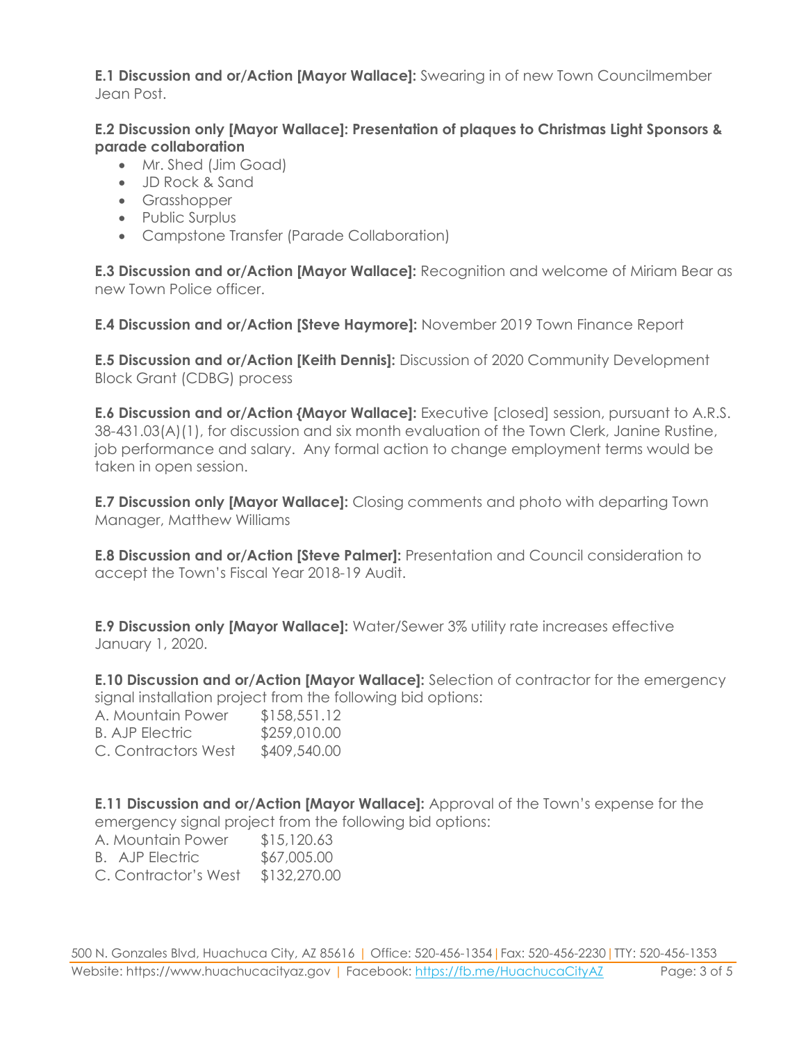**E.1 Discussion and or/Action [Mayor Wallace]:** Swearing in of new Town Councilmember Jean Post.

**E.2 Discussion only [Mayor Wallace]: Presentation of plaques to Christmas Light Sponsors & parade collaboration**

- Mr. Shed (Jim Goad)
- JD Rock & Sand
- Grasshopper
- Public Surplus
- Campstone Transfer (Parade Collaboration)

**E.3 Discussion and or/Action [Mayor Wallace]:** Recognition and welcome of Miriam Bear as new Town Police officer.

**E.4 Discussion and or/Action [Steve Haymore]:** November 2019 Town Finance Report

**E.5 Discussion and or/Action [Keith Dennis]:** Discussion of 2020 Community Development Block Grant (CDBG) process

**E.6 Discussion and or/Action {Mayor Wallace]:** Executive [closed] session, pursuant to A.R.S. 38-431.03(A)(1), for discussion and six month evaluation of the Town Clerk, Janine Rustine, job performance and salary. Any formal action to change employment terms would be taken in open session.

**E.7 Discussion only [Mayor Wallace]:** Closing comments and photo with departing Town Manager, Matthew Williams

**E.8 Discussion and or/Action [Steve Palmer]:** Presentation and Council consideration to accept the Town's Fiscal Year 2018-19 Audit.

**E.9 Discussion only [Mayor Wallace]:** Water/Sewer 3% utility rate increases effective January 1, 2020.

**E.10 Discussion and or/Action [Mayor Wallace]:** Selection of contractor for the emergency signal installation project from the following bid options:

A. Mountain Power $158,551.12
B. AJP Electric $259,010.00
C. Contractors West $409,540.00

**E.11 Discussion and or/Action [Mayor Wallace]:** Approval of the Town's expense for the emergency signal project from the following bid options:

A. Mountain Power $15,120.63
B. AJP Electric $67,005.00
C. Contractor's West $132,270.00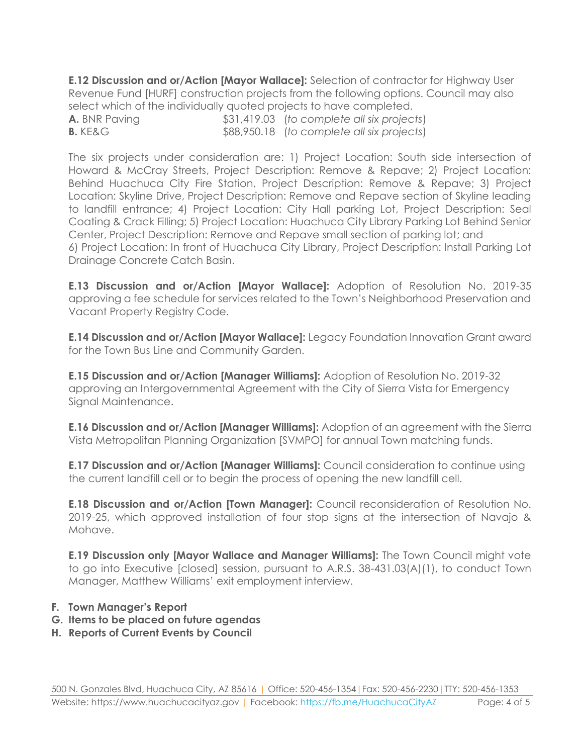**E.12 Discussion and or/Action [Mayor Wallace]:** Selection of contractor for Highway User Revenue Fund [HURF] construction projects from the following options. Council may also select which of the individually quoted projects to have completed.

**A.** BNR Paving $31,419.03 (*to complete all six projects*)
**B.** KE&G $88,950.18 (*to complete all six projects*)

The six projects under consideration are: 1) Project Location: South side intersection of Howard & McCray Streets, Project Description: Remove & Repave; 2) Project Location: Behind Huachuca City Fire Station, Project Description: Remove & Repave; 3) Project Location: Skyline Drive, Project Description: Remove and Repave section of Skyline leading to landfill entrance; 4) Project Location: City Hall parking Lot, Project Description: Seal Coating & Crack Filling; 5) Project Location: Huachuca City Library Parking Lot Behind Senior Center, Project Description: Remove and Repave small section of parking lot; and 6) Project Location: In front of Huachuca City Library, Project Description: Install Parking Lot Drainage Concrete Catch Basin.

**E.13 Discussion and or/Action [Mayor Wallace]:** Adoption of Resolution No. 2019-35 approving a fee schedule for services related to the Town's Neighborhood Preservation and Vacant Property Registry Code.

**E.14 Discussion and or/Action [Mayor Wallace]:** Legacy Foundation Innovation Grant award for the Town Bus Line and Community Garden.

**E.15 Discussion and or/Action [Manager Williams]:** Adoption of Resolution No. 2019-32 approving an Intergovernmental Agreement with the City of Sierra Vista for Emergency Signal Maintenance.

**E.16 Discussion and or/Action [Manager Williams]:** Adoption of an agreement with the Sierra Vista Metropolitan Planning Organization [SVMPO] for annual Town matching funds.

**E.17 Discussion and or/Action [Manager Williams]:** Council consideration to continue using the current landfill cell or to begin the process of opening the new landfill cell.

**E.18 Discussion and or/Action [Town Manager]:** Council reconsideration of Resolution No. 2019-25, which approved installation of four stop signs at the intersection of Navajo & Mohave.

**E.19 Discussion only [Mayor Wallace and Manager Williams]:** The Town Council might vote to go into Executive [closed] session, pursuant to A.R.S. 38-431.03(A)(1), to conduct Town Manager, Matthew Williams' exit employment interview.

**F. Town Manager's Report**
**G. Items to be placed on future agendas**
**H. Reports of Current Events by Council**

500 N. Gonzales Blvd, Huachuca City, AZ 85616 | Office: 520-456-1354 | Fax: 520-456-2230 | TTY: 520-456-1353
Website: https://www.huachucacityaz.gov | Facebook: https://fb.me/HuachucaCityAZ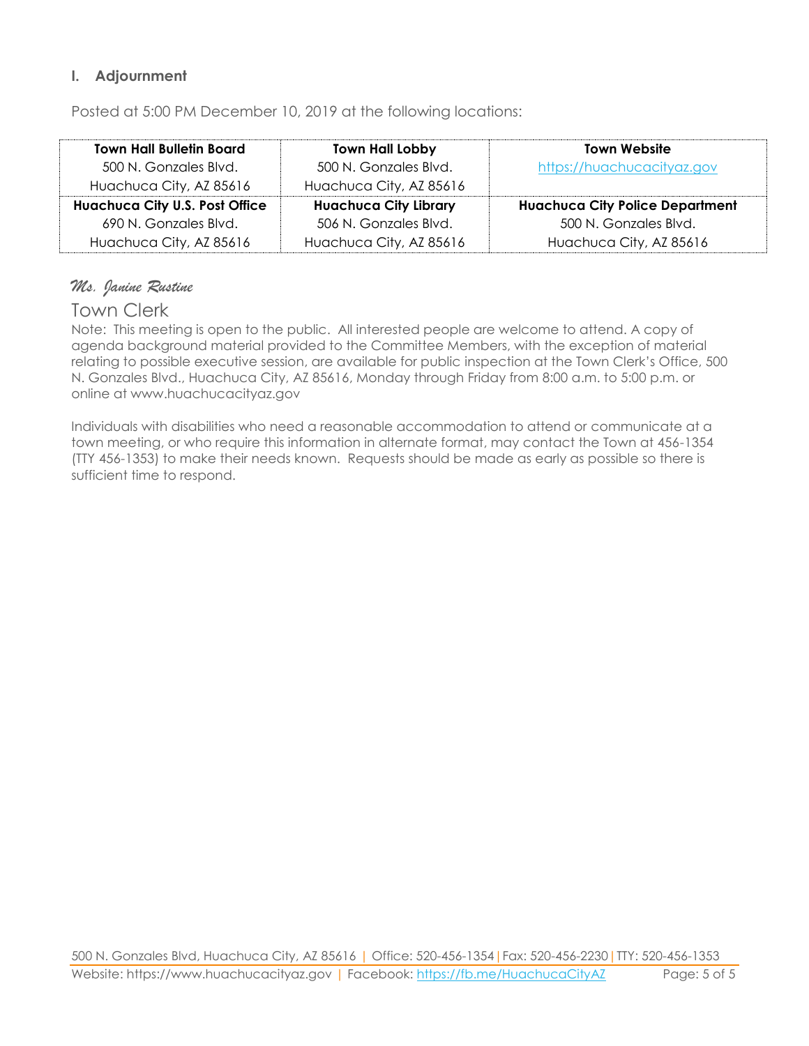### I. Adjournment

Posted at 5:00 PM December 10, 2019 at the following locations:

| | | |
|---|---|---|
| **Town Hall Bulletin Board**<br>500 N. Gonzales Blvd.<br>Huachuca City, AZ 85616 | **Town Hall Lobby**<br>500 N. Gonzales Blvd.<br>Huachuca City, AZ 85616 | **Town Website**<br>https://huachucacityaz.gov |
| **Huachuca City U.S. Post Office**<br>690 N. Gonzales Blvd.<br>Huachuca City, AZ 85616 | **Huachuca City Library**<br>506 N. Gonzales Blvd.<br>Huachuca City, AZ 85616 | **Huachuca City Police Department**<br>500 N. Gonzales Blvd.<br>Huachuca City, AZ 85616 |

*Ms. Janine Rustine*

Town Clerk

Note: This meeting is open to the public. All interested people are welcome to attend. A copy of agenda background material provided to the Committee Members, with the exception of material relating to possible executive session, are available for public inspection at the Town Clerk's Office, 500 N. Gonzales Blvd., Huachuca City, AZ 85616, Monday through Friday from 8:00 a.m. to 5:00 p.m. or online at www.huachucacityaz.gov

Individuals with disabilities who need a reasonable accommodation to attend or communicate at a town meeting, or who require this information in alternate format, may contact the Town at 456-1354 (TTY 456-1353) to make their needs known. Requests should be made as early as possible so there is sufficient time to respond.